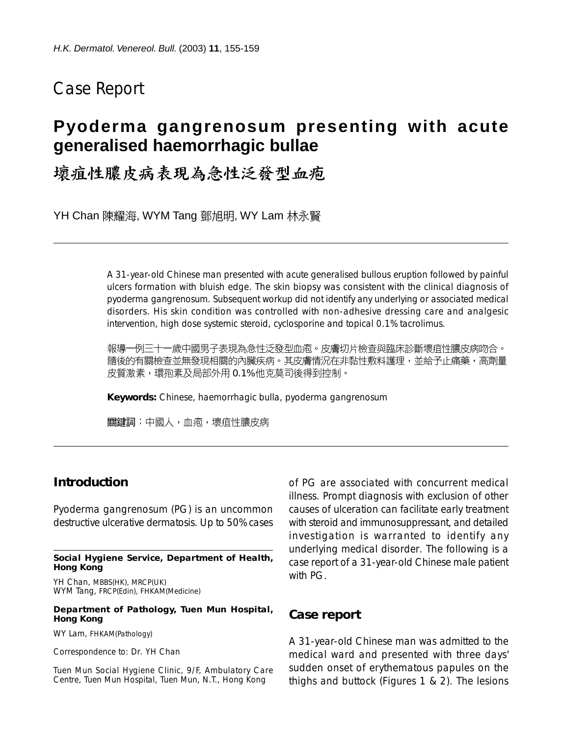# Case Report

## Pyoderma gangrenosum presenting with acute generalised haemorrhagic bullae

## 壞疽性膿皮病表現為急性泛發型血疱

YH Chan 陳耀海, WYM Tang 鄧旭明, WY Lam 林永賢

---

A 31-year-old Chinese man presented with acute generalised bullous eruption followed by painful ulcers formation with bluish edge. The skin biopsy was consistent with the clinical diagnosis of pyoderma gangrenosum. Subsequent workup did not identify any underlying or associated medical disorders. His skin condition was controlled with non-adhesive dressing care and analgesic intervention, high dose systemic steroid, cyclosporine and topical 0.1% tacrolimus.

報導一例三十一歲中國男子表現為急性泛發型血疱。皮膚切片檢查與臨床診斷壞疽性膿皮病吻合。隨後的有關檢查並無發現相關的內臟疾病。其皮膚情況在非黏性敷料護理，並給予止痛藥，高劑量皮質激素，環孢素及局部外用 0.1%他克莫司後得到控制。

**Keywords:** Chinese, haemorrhagic bulla, pyoderma gangrenosum

**關鍵詞**：中國人，血疱，壞疽性膿皮病

---

### Introduction

Pyoderma gangrenosum (PG) is an uncommon destructive ulcerative dermatosis. Up to 50% cases of PG are associated with concurrent medical illness. Prompt diagnosis with exclusion of other causes of ulceration can facilitate early treatment with steroid and immunosuppressant, and detailed investigation is warranted to identify any underlying medical disorder. The following is a case report of a 31-year-old Chinese male patient with PG.

### Case report

A 31-year-old Chinese man was admitted to the medical ward and presented with three days' sudden onset of erythematous papules on the thighs and buttock (Figures 1 & 2). The lesions

---

**Social Hygiene Service, Department of Health, Hong Kong**

YH Chan, MBBS(HK), MRCP(UK)
WYM Tang, FRCP(Edin), FHKAM(Medicine)

**Department of Pathology, Tuen Mun Hospital, Hong Kong**

WY Lam, FHKAM(Pathology)

Correspondence to: Dr. YH Chan

Tuen Mun Social Hygiene Clinic, 9/F, Ambulatory Care Centre, Tuen Mun Hospital, Tuen Mun, N.T., Hong Kong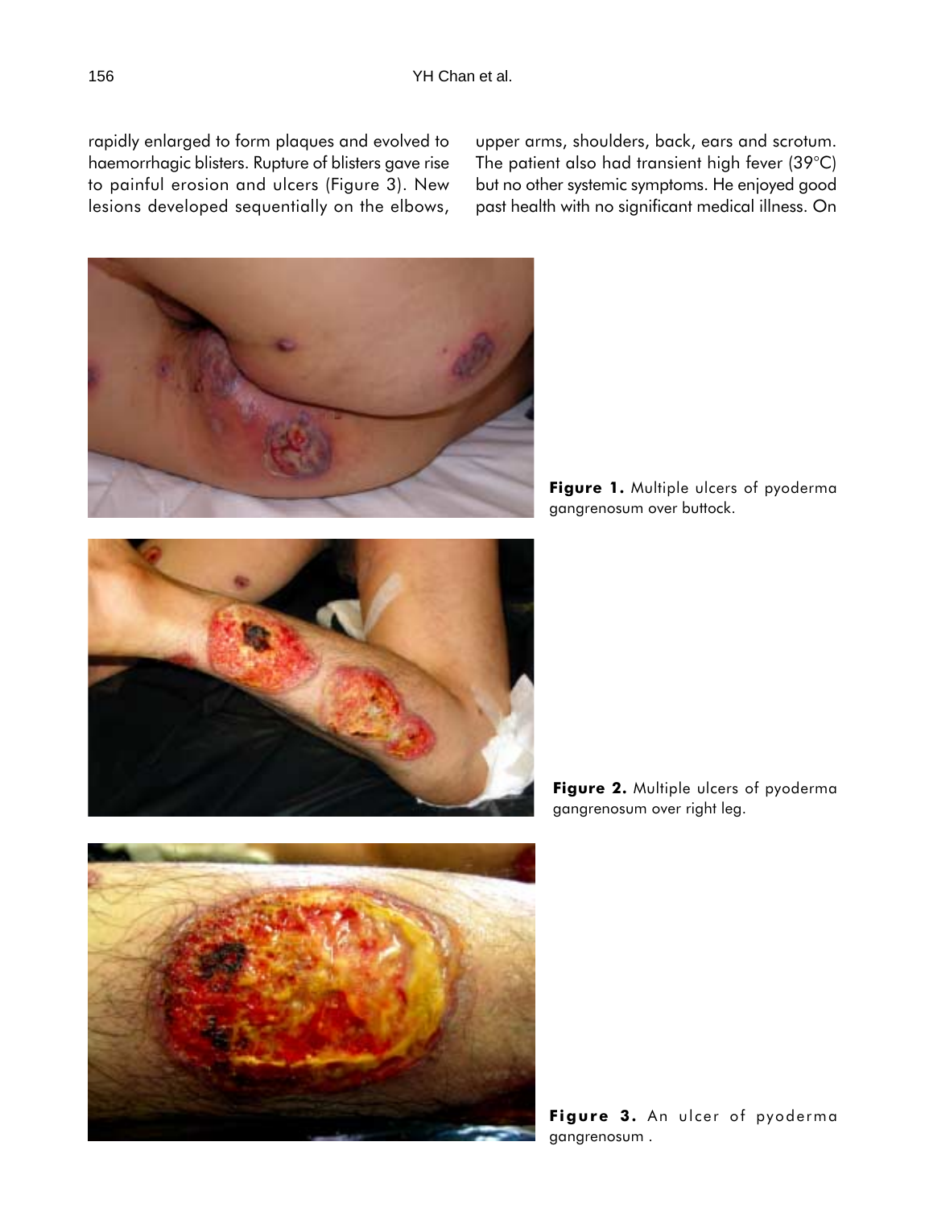rapidly enlarged to form plaques and evolved to haemorrhagic blisters. Rupture of blisters gave rise to painful erosion and ulcers (Figure 3). New lesions developed sequentially on the elbows, upper arms, shoulders, back, ears and scrotum. The patient also had transient high fever (39°C) but no other systemic symptoms. He enjoyed good past health with no significant medical illness. On

**Figure 1.** Multiple ulcers of pyoderma gangrenosum over buttock.

**Figure 2.** Multiple ulcers of pyoderma gangrenosum over right leg.

**Figure 3.** An ulcer of pyoderma gangrenosum .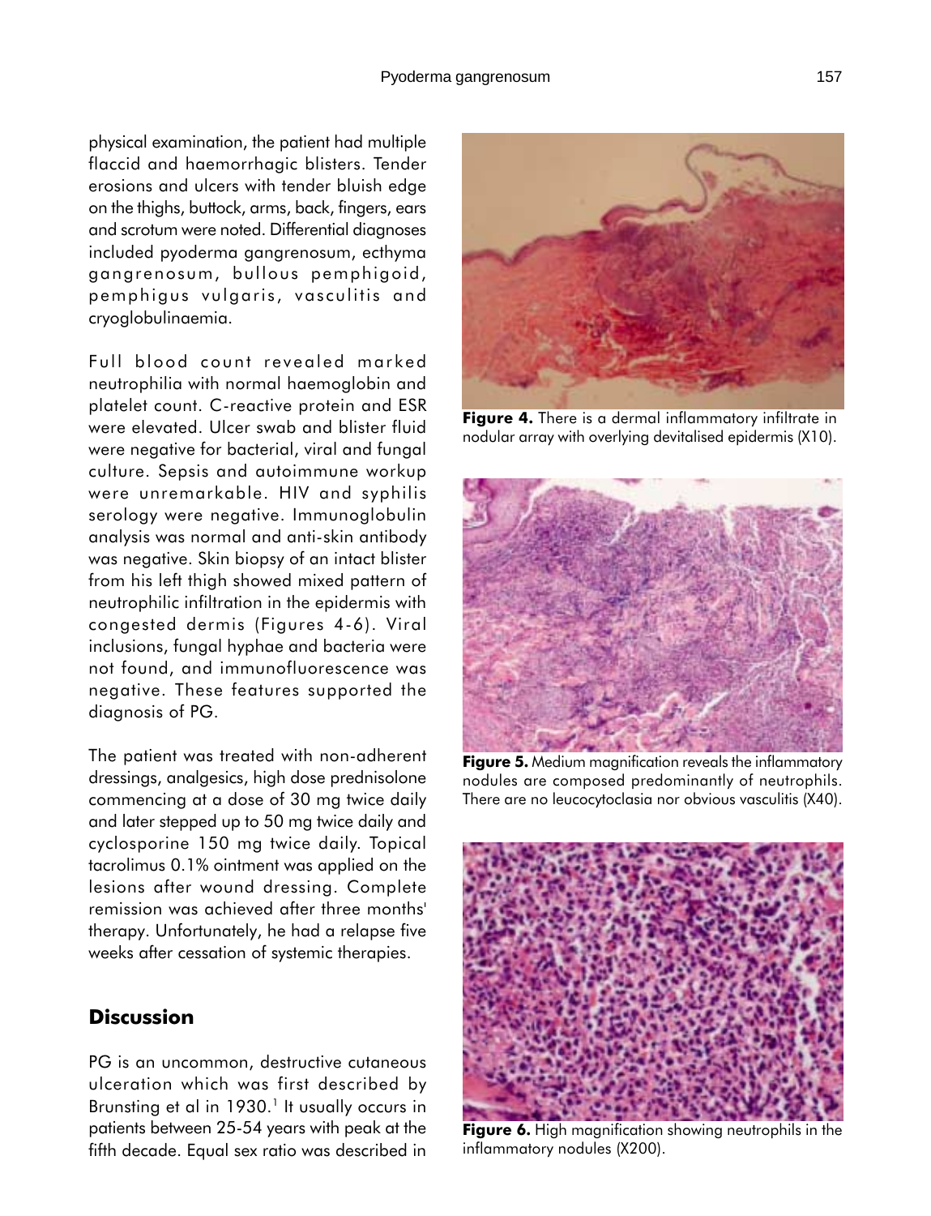physical examination, the patient had multiple flaccid and haemorrhagic blisters. Tender erosions and ulcers with tender bluish edge on the thighs, buttock, arms, back, fingers, ears and scrotum were noted. Differential diagnoses included pyoderma gangrenosum, ecthyma gangrenosum, bullous pemphigoid, pemphigus vulgaris, vasculitis and cryoglobulinaemia.

Full blood count revealed marked neutrophilia with normal haemoglobin and platelet count. C-reactive protein and ESR were elevated. Ulcer swab and blister fluid were negative for bacterial, viral and fungal culture. Sepsis and autoimmune workup were unremarkable. HIV and syphilis serology were negative. Immunoglobulin analysis was normal and anti-skin antibody was negative. Skin biopsy of an intact blister from his left thigh showed mixed pattern of neutrophilic infiltration in the epidermis with congested dermis (Figures 4-6). Viral inclusions, fungal hyphae and bacteria were not found, and immunofluorescence was negative. These features supported the diagnosis of PG.

The patient was treated with non-adherent dressings, analgesics, high dose prednisolone commencing at a dose of 30 mg twice daily and later stepped up to 50 mg twice daily and cyclosporine 150 mg twice daily. Topical tacrolimus 0.1% ointment was applied on the lesions after wound dressing. Complete remission was achieved after three months' therapy. Unfortunately, he had a relapse five weeks after cessation of systemic therapies.

## Discussion

PG is an uncommon, destructive cutaneous ulceration which was first described by Brunsting et al in 1930.[1] It usually occurs in patients between 25-54 years with peak at the fifth decade. Equal sex ratio was described in

**Figure 4.** There is a dermal inflammatory infiltrate in nodular array with overlying devitalised epidermis (X10).

**Figure 5.** Medium magnification reveals the inflammatory nodules are composed predominantly of neutrophils. There are no leucocytoclasia nor obvious vasculitis (X40).

**Figure 6.** High magnification showing neutrophils in the inflammatory nodules (X200).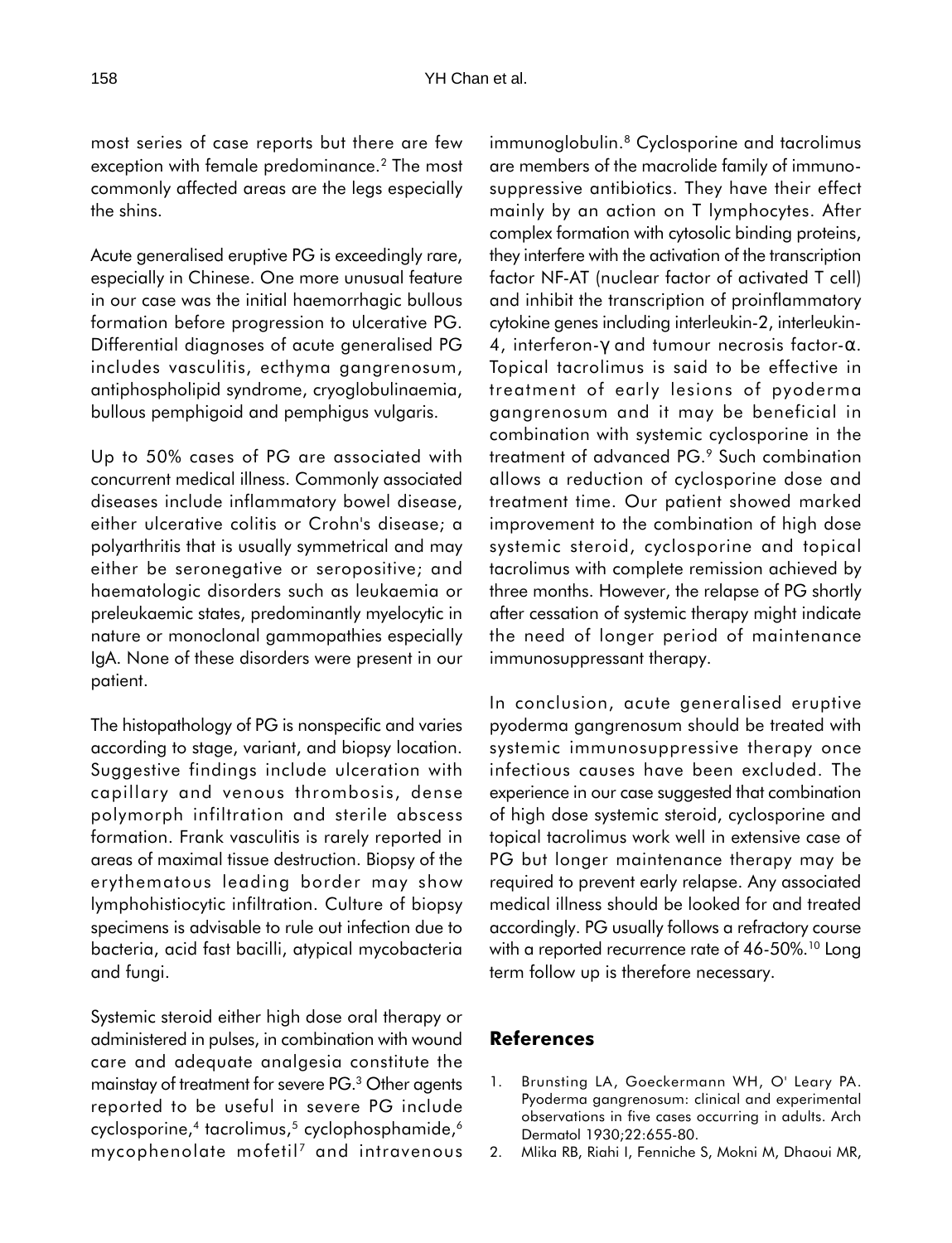most series of case reports but there are few exception with female predominance.[2] The most commonly affected areas are the legs especially the shins.

Acute generalised eruptive PG is exceedingly rare, especially in Chinese. One more unusual feature in our case was the initial haemorrhagic bullous formation before progression to ulcerative PG. Differential diagnoses of acute generalised PG includes vasculitis, ecthyma gangrenosum, antiphospholipid syndrome, cryoglobulinaemia, bullous pemphigoid and pemphigus vulgaris.

Up to 50% cases of PG are associated with concurrent medical illness. Commonly associated diseases include inflammatory bowel disease, either ulcerative colitis or Crohn's disease; a polyarthritis that is usually symmetrical and may either be seronegative or seropositive; and haematologic disorders such as leukaemia or preleukaemic states, predominantly myelocytic in nature or monoclonal gammopathies especially IgA. None of these disorders were present in our patient.

The histopathology of PG is nonspecific and varies according to stage, variant, and biopsy location. Suggestive findings include ulceration with capillary and venous thrombosis, dense polymorph infiltration and sterile abscess formation. Frank vasculitis is rarely reported in areas of maximal tissue destruction. Biopsy of the erythematous leading border may show lymphohistiocytic infiltration. Culture of biopsy specimens is advisable to rule out infection due to bacteria, acid fast bacilli, atypical mycobacteria and fungi.

Systemic steroid either high dose oral therapy or administered in pulses, in combination with wound care and adequate analgesia constitute the mainstay of treatment for severe PG.[3] Other agents reported to be useful in severe PG include cyclosporine,[4] tacrolimus,[5] cyclophosphamide,[6] mycophenolate mofetil[7] and intravenous immunoglobulin.[8] Cyclosporine and tacrolimus are members of the macrolide family of immunosuppressive antibiotics. They have their effect mainly by an action on T lymphocytes. After complex formation with cytosolic binding proteins, they interfere with the activation of the transcription factor NF-AT (nuclear factor of activated T cell) and inhibit the transcription of proinflammatory cytokine genes including interleukin-2, interleukin-4, interferon-γ and tumour necrosis factor-α. Topical tacrolimus is said to be effective in treatment of early lesions of pyoderma gangrenosum and it may be beneficial in combination with systemic cyclosporine in the treatment of advanced PG.[9] Such combination allows a reduction of cyclosporine dose and treatment time. Our patient showed marked improvement to the combination of high dose systemic steroid, cyclosporine and topical tacrolimus with complete remission achieved by three months. However, the relapse of PG shortly after cessation of systemic therapy might indicate the need of longer period of maintenance immunosuppressant therapy.

In conclusion, acute generalised eruptive pyoderma gangrenosum should be treated with systemic immunosuppressive therapy once infectious causes have been excluded. The experience in our case suggested that combination of high dose systemic steroid, cyclosporine and topical tacrolimus work well in extensive case of PG but longer maintenance therapy may be required to prevent early relapse. Any associated medical illness should be looked for and treated accordingly. PG usually follows a refractory course with a reported recurrence rate of 46-50%.[10] Long term follow up is therefore necessary.

## References

1. Brunsting LA, Goeckermann WH, O' Leary PA. Pyoderma gangrenosum: clinical and experimental observations in five cases occurring in adults. Arch Dermatol 1930;22:655-80.
2. Mlika RB, Riahi I, Fenniche S, Mokni M, Dhaoui MR,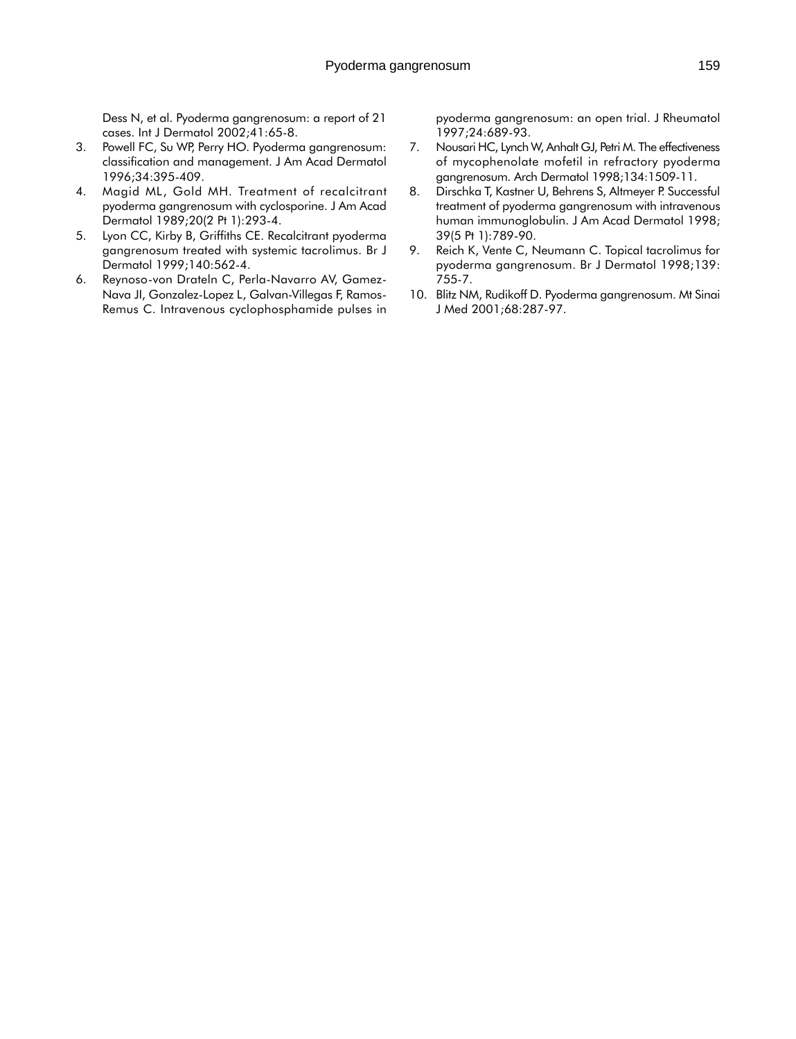Dess N, et al. Pyoderma gangrenosum: a report of 21 cases. Int J Dermatol 2002;41:65-8.

3. Powell FC, Su WP, Perry HO. Pyoderma gangrenosum: classification and management. J Am Acad Dermatol 1996;34:395-409.
4. Magid ML, Gold MH. Treatment of recalcitrant pyoderma gangrenosum with cyclosporine. J Am Acad Dermatol 1989;20(2 Pt 1):293-4.
5. Lyon CC, Kirby B, Griffiths CE. Recalcitrant pyoderma gangrenosum treated with systemic tacrolimus. Br J Dermatol 1999;140:562-4.
6. Reynoso-von Drateln C, Perla-Navarro AV, Gamez-Nava JI, Gonzalez-Lopez L, Galvan-Villegas F, Ramos-Remus C. Intravenous cyclophosphamide pulses in pyoderma gangrenosum: an open trial. J Rheumatol 1997;24:689-93.
7. Nousari HC, Lynch W, Anhalt GJ, Petri M. The effectiveness of mycophenolate mofetil in refractory pyoderma gangrenosum. Arch Dermatol 1998;134:1509-11.
8. Dirschka T, Kastner U, Behrens S, Altmeyer P. Successful treatment of pyoderma gangrenosum with intravenous human immunoglobulin. J Am Acad Dermatol 1998; 39(5 Pt 1):789-90.
9. Reich K, Vente C, Neumann C. Topical tacrolimus for pyoderma gangrenosum. Br J Dermatol 1998;139: 755-7.
10. Blitz NM, Rudikoff D. Pyoderma gangrenosum. Mt Sinai J Med 2001;68:287-97.